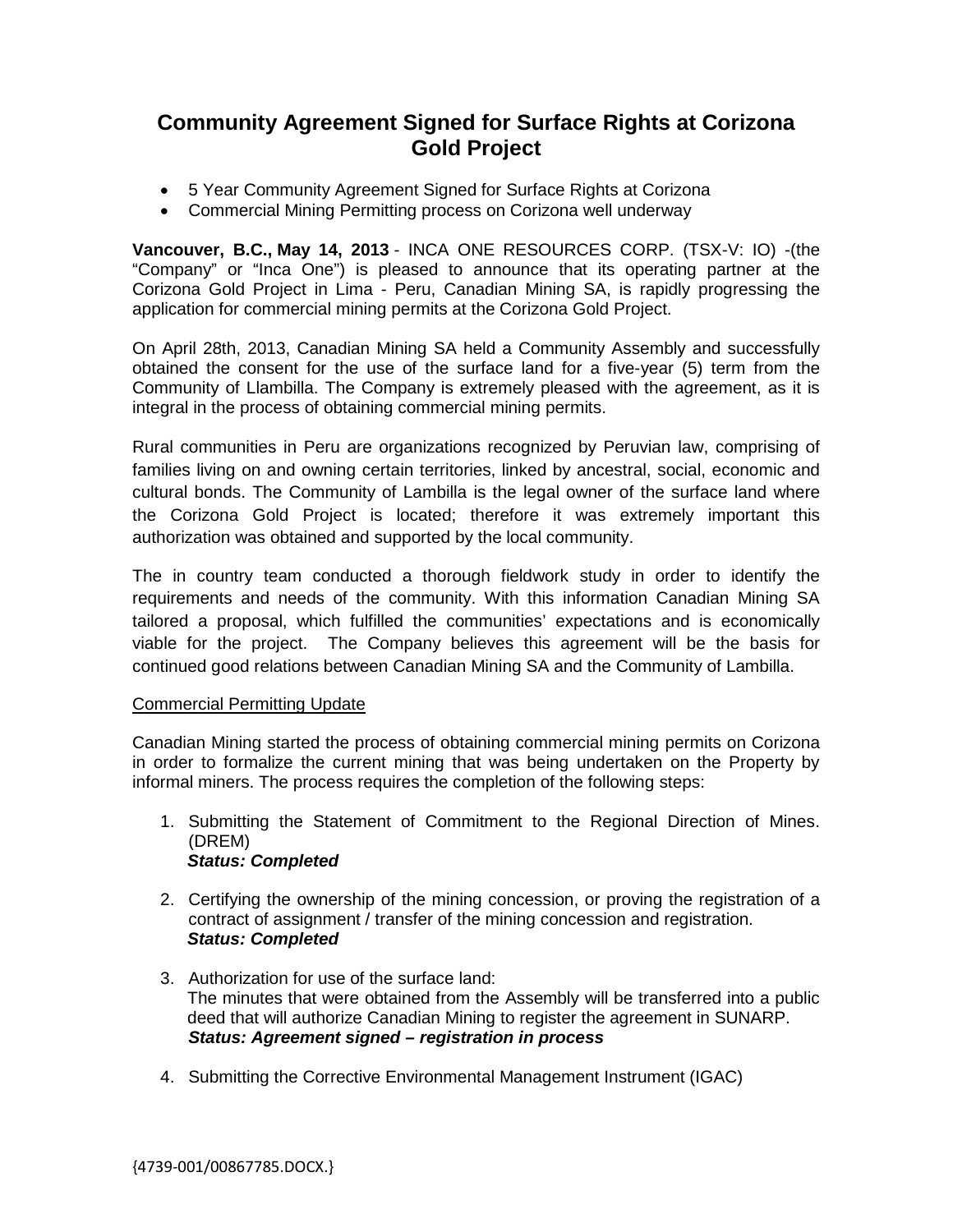# Community Agreement Signed for Surface Rights at Corizona Gold Project

- 5 Year Community Agreement Signed for Surface Rights at Corizona
- Commercial Mining Permitting process on Corizona well underway

**Vancouver, B.C., May 14, 2013** - INCA ONE RESOURCES CORP. (TSX-V: IO) -(the "Company" or "Inca One") is pleased to announce that its operating partner at the Corizona Gold Project in Lima - Peru, Canadian Mining SA, is rapidly progressing the application for commercial mining permits at the Corizona Gold Project.

On April 28th, 2013, Canadian Mining SA held a Community Assembly and successfully obtained the consent for the use of the surface land for a five-year (5) term from the Community of Llambilla. The Company is extremely pleased with the agreement, as it is integral in the process of obtaining commercial mining permits.

Rural communities in Peru are organizations recognized by Peruvian law, comprising of families living on and owning certain territories, linked by ancestral, social, economic and cultural bonds. The Community of Lambilla is the legal owner of the surface land where the Corizona Gold Project is located; therefore it was extremely important this authorization was obtained and supported by the local community.

The in country team conducted a thorough fieldwork study in order to identify the requirements and needs of the community. With this information Canadian Mining SA tailored a proposal, which fulfilled the communities' expectations and is economically viable for the project. The Company believes this agreement will be the basis for continued good relations between Canadian Mining SA and the Community of Lambilla.

## Commercial Permitting Update

Canadian Mining started the process of obtaining commercial mining permits on Corizona in order to formalize the current mining that was being undertaken on the Property by informal miners. The process requires the completion of the following steps:

1. Submitting the Statement of Commitment to the Regional Direction of Mines. (DREM)
   ***Status: Completed***

2. Certifying the ownership of the mining concession, or proving the registration of a contract of assignment / transfer of the mining concession and registration.
   ***Status: Completed***

3. Authorization for use of the surface land:
   The minutes that were obtained from the Assembly will be transferred into a public deed that will authorize Canadian Mining to register the agreement in SUNARP.
   ***Status: Agreement signed – registration in process***

4. Submitting the Corrective Environmental Management Instrument (IGAC)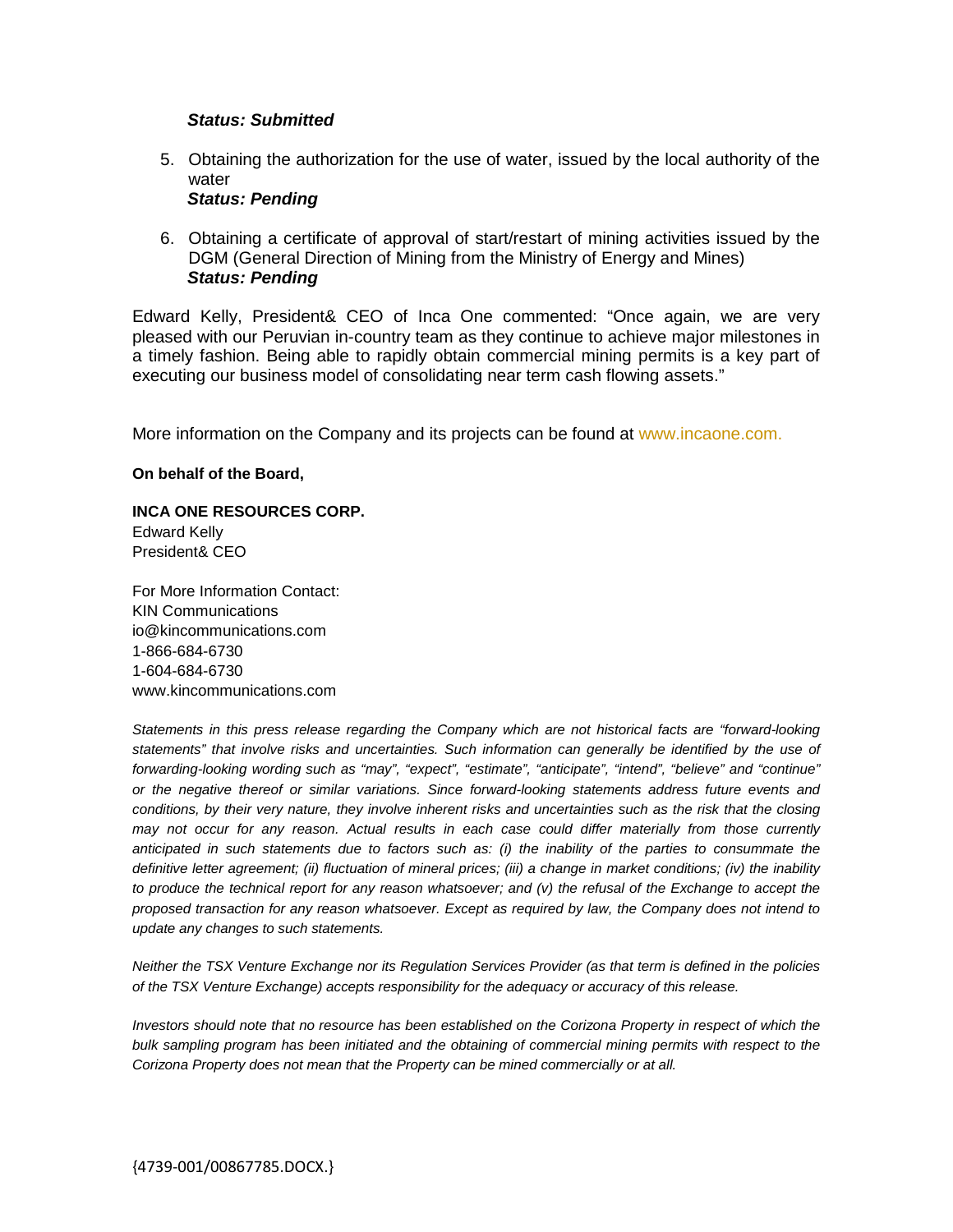***Status: Submitted***

5. Obtaining the authorization for the use of water, issued by the local authority of the water
***Status: Pending***

6. Obtaining a certificate of approval of start/restart of mining activities issued by the DGM (General Direction of Mining from the Ministry of Energy and Mines)
***Status: Pending***

Edward Kelly, President& CEO of Inca One commented: "Once again, we are very pleased with our Peruvian in-country team as they continue to achieve major milestones in a timely fashion. Being able to rapidly obtain commercial mining permits is a key part of executing our business model of consolidating near term cash flowing assets."

More information on the Company and its projects can be found at www.incaone.com.

**On behalf of the Board,**

**INCA ONE RESOURCES CORP.**
Edward Kelly
President& CEO

For More Information Contact:
KIN Communications
io@kincommunications.com
1-866-684-6730
1-604-684-6730
www.kincommunications.com

*Statements in this press release regarding the Company which are not historical facts are "forward-looking statements" that involve risks and uncertainties. Such information can generally be identified by the use of forwarding-looking wording such as "may", "expect", "estimate", "anticipate", "intend", "believe" and "continue" or the negative thereof or similar variations. Since forward-looking statements address future events and conditions, by their very nature, they involve inherent risks and uncertainties such as the risk that the closing may not occur for any reason. Actual results in each case could differ materially from those currently anticipated in such statements due to factors such as: (i) the inability of the parties to consummate the definitive letter agreement; (ii) fluctuation of mineral prices; (iii) a change in market conditions; (iv) the inability to produce the technical report for any reason whatsoever; and (v) the refusal of the Exchange to accept the proposed transaction for any reason whatsoever. Except as required by law, the Company does not intend to update any changes to such statements.*

*Neither the TSX Venture Exchange nor its Regulation Services Provider (as that term is defined in the policies of the TSX Venture Exchange) accepts responsibility for the adequacy or accuracy of this release.*

*Investors should note that no resource has been established on the Corizona Property in respect of which the bulk sampling program has been initiated and the obtaining of commercial mining permits with respect to the Corizona Property does not mean that the Property can be mined commercially or at all.*

{4739-001/00867785.DOCX.}